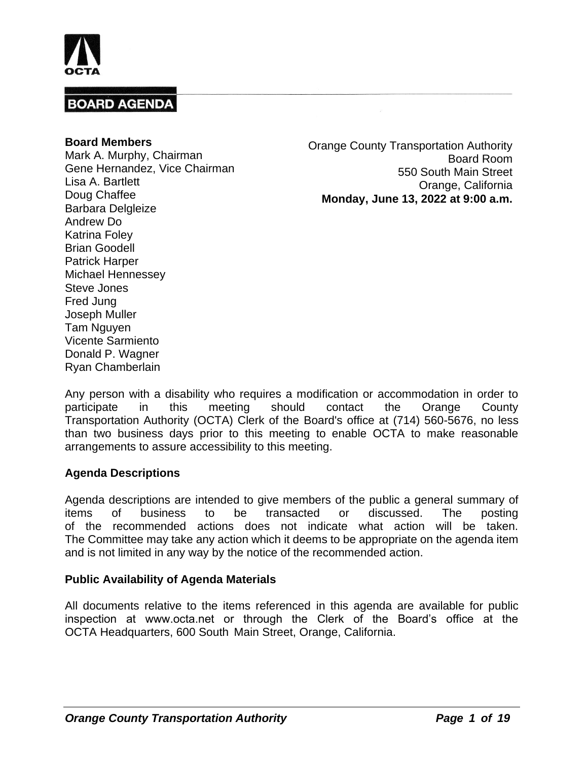OCTA

# BOARD AGENDA

**Board Members**
Mark A. Murphy, Chairman
Gene Hernandez, Vice Chairman
Lisa A. Bartlett
Doug Chaffee
Barbara Delgleize
Andrew Do
Katrina Foley
Brian Goodell
Patrick Harper
Michael Hennessey
Steve Jones
Fred Jung
Joseph Muller
Tam Nguyen
Vicente Sarmiento
Donald P. Wagner
Ryan Chamberlain

Orange County Transportation Authority
Board Room
550 South Main Street
Orange, California
**Monday, June 13, 2022 at 9:00 a.m.**

Any person with a disability who requires a modification or accommodation in order to participate in this meeting should contact the Orange County Transportation Authority (OCTA) Clerk of the Board's office at (714) 560-5676, no less than two business days prior to this meeting to enable OCTA to make reasonable arrangements to assure accessibility to this meeting.

**Agenda Descriptions**

Agenda descriptions are intended to give members of the public a general summary of items of business to be transacted or discussed. The posting of the recommended actions does not indicate what action will be taken. The Committee may take any action which it deems to be appropriate on the agenda item and is not limited in any way by the notice of the recommended action.

**Public Availability of Agenda Materials**

All documents relative to the items referenced in this agenda are available for public inspection at www.octa.net or through the Clerk of the Board's office at the OCTA Headquarters, 600 South Main Street, Orange, California.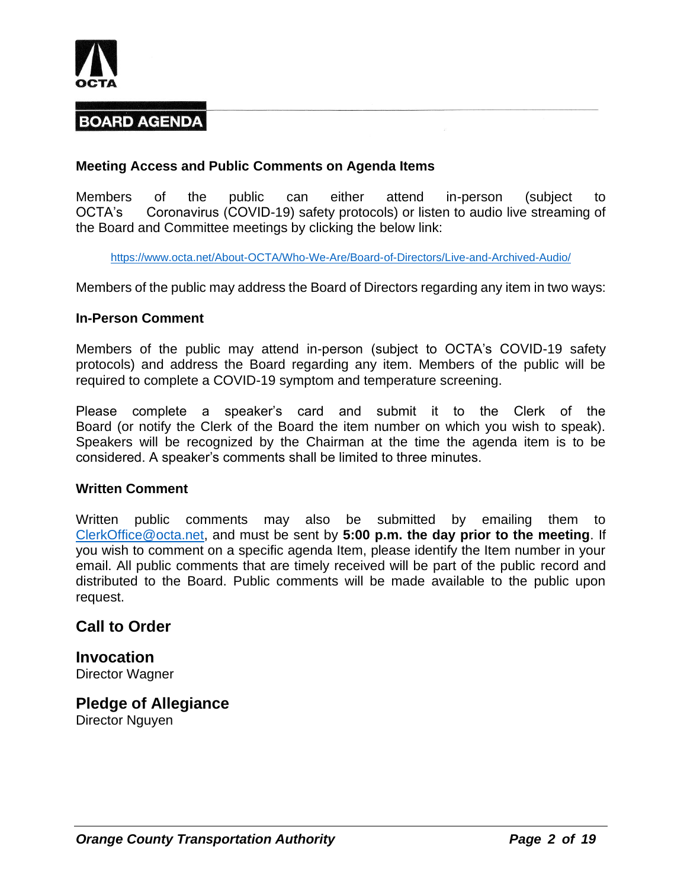# BOARD AGENDA

### Meeting Access and Public Comments on Agenda Items

Members of the public can either attend in-person (subject to OCTA's Coronavirus (COVID-19) safety protocols) or listen to audio live streaming of the Board and Committee meetings by clicking the below link:

https://www.octa.net/About-OCTA/Who-We-Are/Board-of-Directors/Live-and-Archived-Audio/

Members of the public may address the Board of Directors regarding any item in two ways:

### In-Person Comment

Members of the public may attend in-person (subject to OCTA's COVID-19 safety protocols) and address the Board regarding any item. Members of the public will be required to complete a COVID-19 symptom and temperature screening.

Please complete a speaker's card and submit it to the Clerk of the Board (or notify the Clerk of the Board the item number on which you wish to speak). Speakers will be recognized by the Chairman at the time the agenda item is to be considered. A speaker's comments shall be limited to three minutes.

### Written Comment

Written public comments may also be submitted by emailing them to ClerkOffice@octa.net, and must be sent by **5:00 p.m. the day prior to the meeting**. If you wish to comment on a specific agenda Item, please identify the Item number in your email. All public comments that are timely received will be part of the public record and distributed to the Board. Public comments will be made available to the public upon request.

## Call to Order

## Invocation
Director Wagner

## Pledge of Allegiance
Director Nguyen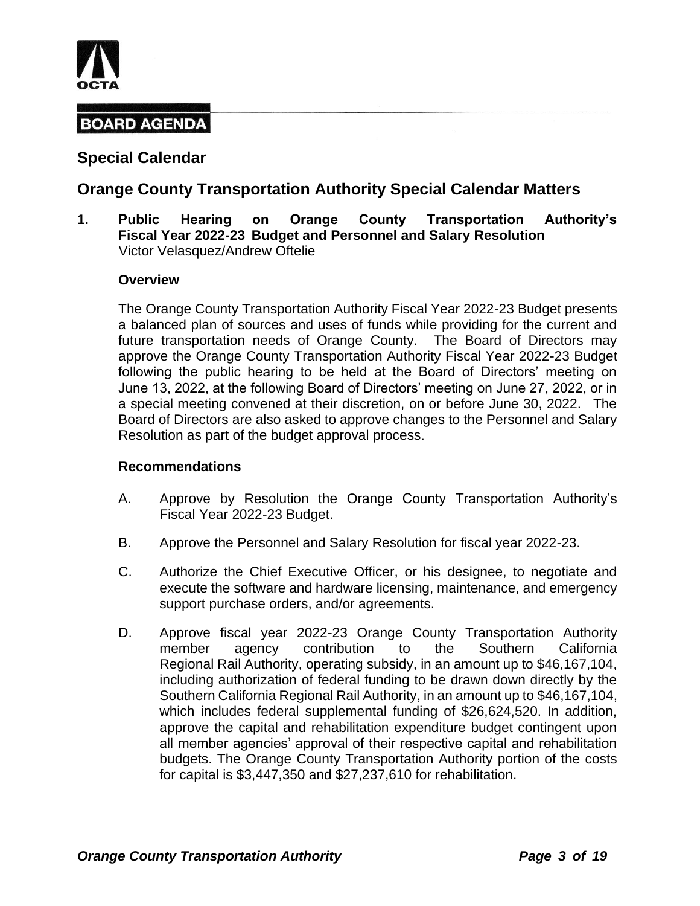# BOARD AGENDA

## Special Calendar

## Orange County Transportation Authority Special Calendar Matters

**1. Public Hearing on Orange County Transportation Authority's Fiscal Year 2022-23 Budget and Personnel and Salary Resolution**
Victor Velasquez/Andrew Oftelie

**Overview**

The Orange County Transportation Authority Fiscal Year 2022-23 Budget presents a balanced plan of sources and uses of funds while providing for the current and future transportation needs of Orange County. The Board of Directors may approve the Orange County Transportation Authority Fiscal Year 2022-23 Budget following the public hearing to be held at the Board of Directors' meeting on June 13, 2022, at the following Board of Directors' meeting on June 27, 2022, or in a special meeting convened at their discretion, on or before June 30, 2022. The Board of Directors are also asked to approve changes to the Personnel and Salary Resolution as part of the budget approval process.

**Recommendations**

A. Approve by Resolution the Orange County Transportation Authority's Fiscal Year 2022-23 Budget.

B. Approve the Personnel and Salary Resolution for fiscal year 2022-23.

C. Authorize the Chief Executive Officer, or his designee, to negotiate and execute the software and hardware licensing, maintenance, and emergency support purchase orders, and/or agreements.

D. Approve fiscal year 2022-23 Orange County Transportation Authority member agency contribution to the Southern California Regional Rail Authority, operating subsidy, in an amount up to $46,167,104, including authorization of federal funding to be drawn down directly by the Southern California Regional Rail Authority, in an amount up to $46,167,104, which includes federal supplemental funding of $26,624,520. In addition, approve the capital and rehabilitation expenditure budget contingent upon all member agencies' approval of their respective capital and rehabilitation budgets. The Orange County Transportation Authority portion of the costs for capital is $3,447,350 and $27,237,610 for rehabilitation.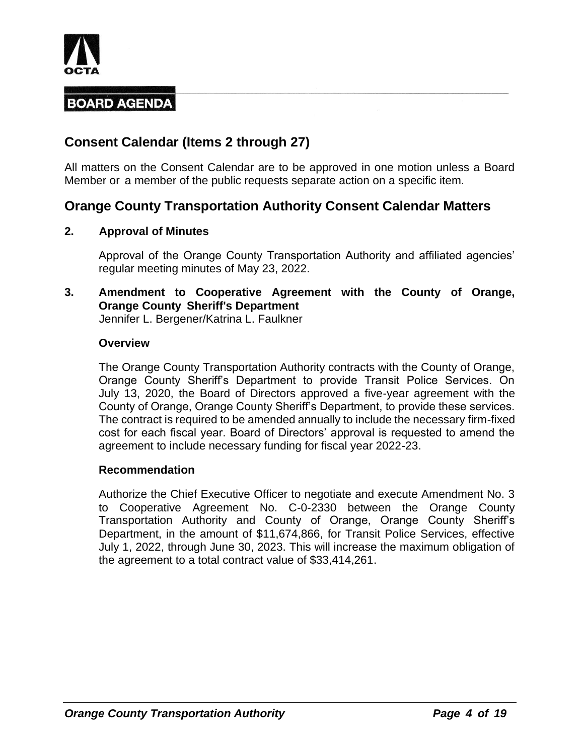**BOARD AGENDA**

## Consent Calendar (Items 2 through 27)

All matters on the Consent Calendar are to be approved in one motion unless a Board Member or a member of the public requests separate action on a specific item.

## Orange County Transportation Authority Consent Calendar Matters

### 2. Approval of Minutes

Approval of the Orange County Transportation Authority and affiliated agencies' regular meeting minutes of May 23, 2022.

### 3. Amendment to Cooperative Agreement with the County of Orange, Orange County Sheriff's Department

Jennifer L. Bergener/Katrina L. Faulkner

**Overview**

The Orange County Transportation Authority contracts with the County of Orange, Orange County Sheriff's Department to provide Transit Police Services. On July 13, 2020, the Board of Directors approved a five-year agreement with the County of Orange, Orange County Sheriff's Department, to provide these services. The contract is required to be amended annually to include the necessary firm-fixed cost for each fiscal year. Board of Directors' approval is requested to amend the agreement to include necessary funding for fiscal year 2022-23.

**Recommendation**

Authorize the Chief Executive Officer to negotiate and execute Amendment No. 3 to Cooperative Agreement No. C-0-2330 between the Orange County Transportation Authority and County of Orange, Orange County Sheriff's Department, in the amount of $11,674,866, for Transit Police Services, effective July 1, 2022, through June 30, 2023. This will increase the maximum obligation of the agreement to a total contract value of $33,414,261.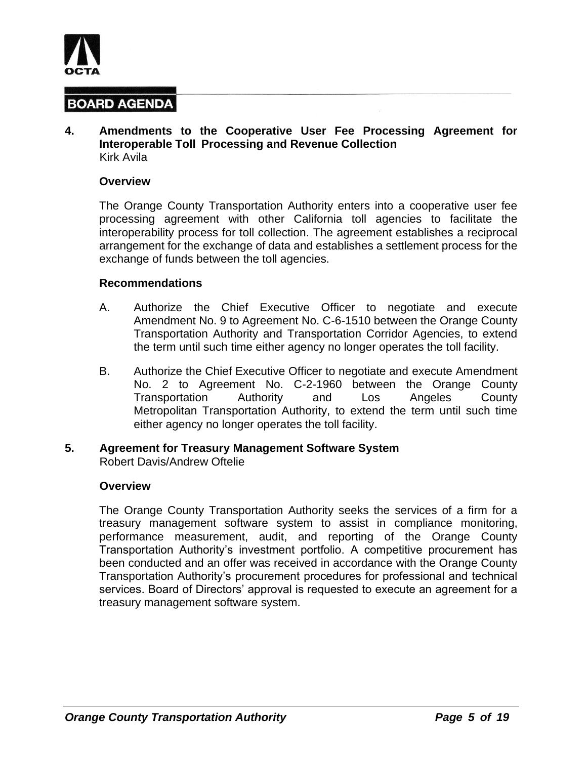## BOARD AGENDA

**4. Amendments to the Cooperative User Fee Processing Agreement for Interoperable Toll Processing and Revenue Collection**
Kirk Avila

**Overview**

The Orange County Transportation Authority enters into a cooperative user fee processing agreement with other California toll agencies to facilitate the interoperability process for toll collection. The agreement establishes a reciprocal arrangement for the exchange of data and establishes a settlement process for the exchange of funds between the toll agencies.

**Recommendations**

A. Authorize the Chief Executive Officer to negotiate and execute Amendment No. 9 to Agreement No. C-6-1510 between the Orange County Transportation Authority and Transportation Corridor Agencies, to extend the term until such time either agency no longer operates the toll facility.

B. Authorize the Chief Executive Officer to negotiate and execute Amendment No. 2 to Agreement No. C-2-1960 between the Orange County Transportation Authority and Los Angeles County Metropolitan Transportation Authority, to extend the term until such time either agency no longer operates the toll facility.

**5. Agreement for Treasury Management Software System**
Robert Davis/Andrew Oftelie

**Overview**

The Orange County Transportation Authority seeks the services of a firm for a treasury management software system to assist in compliance monitoring, performance measurement, audit, and reporting of the Orange County Transportation Authority's investment portfolio. A competitive procurement has been conducted and an offer was received in accordance with the Orange County Transportation Authority's procurement procedures for professional and technical services. Board of Directors' approval is requested to execute an agreement for a treasury management software system.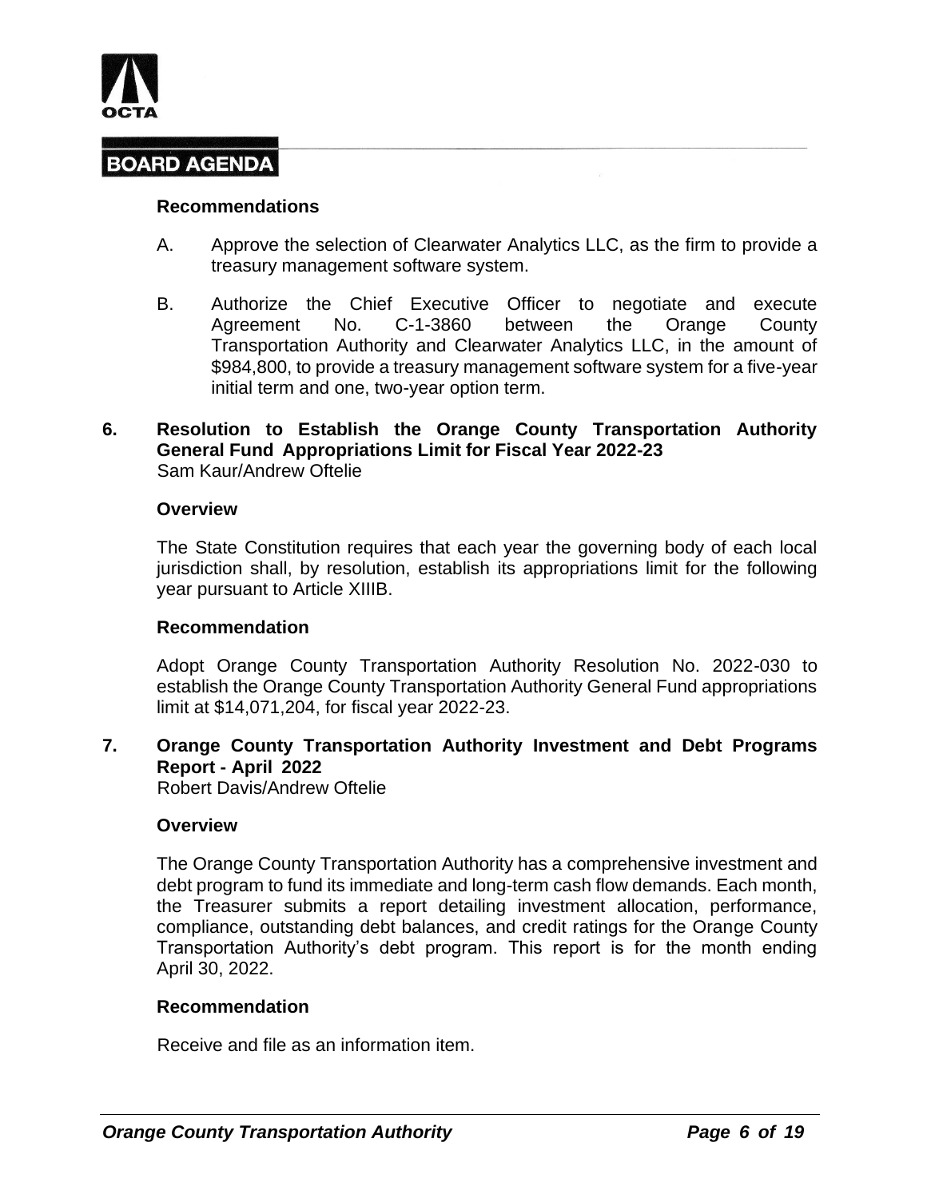**BOARD AGENDA**

### Recommendations

A. Approve the selection of Clearwater Analytics LLC, as the firm to provide a treasury management software system.

B. Authorize the Chief Executive Officer to negotiate and execute Agreement No. C-1-3860 between the Orange County Transportation Authority and Clearwater Analytics LLC, in the amount of $984,800, to provide a treasury management software system for a five-year initial term and one, two-year option term.

## 6. Resolution to Establish the Orange County Transportation Authority General Fund Appropriations Limit for Fiscal Year 2022-23

Sam Kaur/Andrew Oftelie

### Overview

The State Constitution requires that each year the governing body of each local jurisdiction shall, by resolution, establish its appropriations limit for the following year pursuant to Article XIIIB.

### Recommendation

Adopt Orange County Transportation Authority Resolution No. 2022-030 to establish the Orange County Transportation Authority General Fund appropriations limit at $14,071,204, for fiscal year 2022-23.

## 7. Orange County Transportation Authority Investment and Debt Programs Report - April 2022

Robert Davis/Andrew Oftelie

### Overview

The Orange County Transportation Authority has a comprehensive investment and debt program to fund its immediate and long-term cash flow demands. Each month, the Treasurer submits a report detailing investment allocation, performance, compliance, outstanding debt balances, and credit ratings for the Orange County Transportation Authority's debt program. This report is for the month ending April 30, 2022.

### Recommendation

Receive and file as an information item.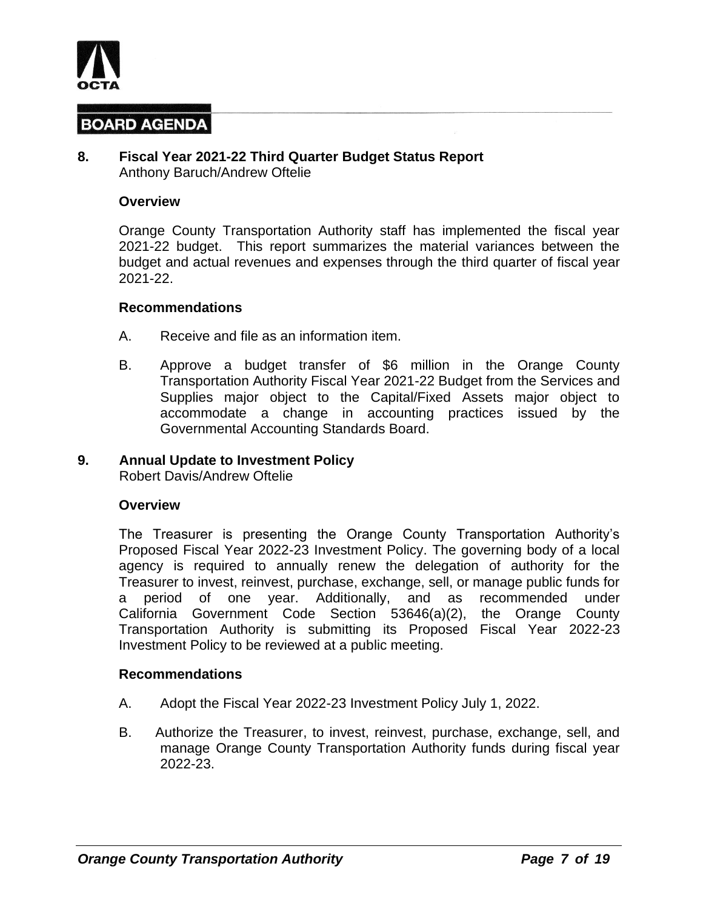## BOARD AGENDA

**8. Fiscal Year 2021-22 Third Quarter Budget Status Report**
Anthony Baruch/Andrew Oftelie

**Overview**

Orange County Transportation Authority staff has implemented the fiscal year 2021-22 budget. This report summarizes the material variances between the budget and actual revenues and expenses through the third quarter of fiscal year 2021-22.

**Recommendations**

A. Receive and file as an information item.

B. Approve a budget transfer of $6 million in the Orange County Transportation Authority Fiscal Year 2021-22 Budget from the Services and Supplies major object to the Capital/Fixed Assets major object to accommodate a change in accounting practices issued by the Governmental Accounting Standards Board.

**9. Annual Update to Investment Policy**
Robert Davis/Andrew Oftelie

**Overview**

The Treasurer is presenting the Orange County Transportation Authority's Proposed Fiscal Year 2022-23 Investment Policy. The governing body of a local agency is required to annually renew the delegation of authority for the Treasurer to invest, reinvest, purchase, exchange, sell, or manage public funds for a period of one year. Additionally, and as recommended under California Government Code Section 53646(a)(2), the Orange County Transportation Authority is submitting its Proposed Fiscal Year 2022-23 Investment Policy to be reviewed at a public meeting.

**Recommendations**

A. Adopt the Fiscal Year 2022-23 Investment Policy July 1, 2022.

B. Authorize the Treasurer, to invest, reinvest, purchase, exchange, sell, and manage Orange County Transportation Authority funds during fiscal year 2022-23.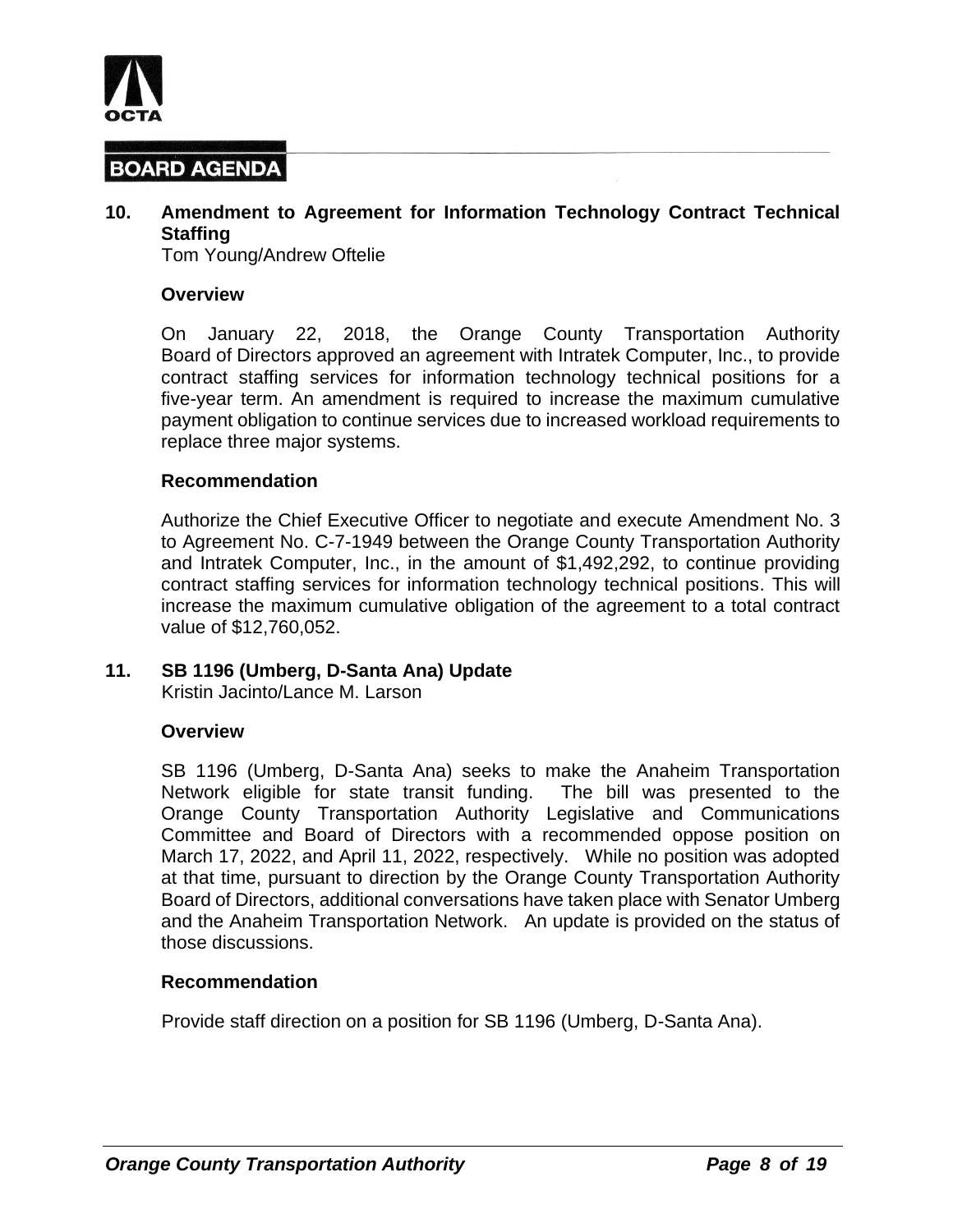OCTA

## BOARD AGENDA

### 10. Amendment to Agreement for Information Technology Contract Technical Staffing

Tom Young/Andrew Oftelie

#### Overview

On January 22, 2018, the Orange County Transportation Authority Board of Directors approved an agreement with Intratek Computer, Inc., to provide contract staffing services for information technology technical positions for a five-year term. An amendment is required to increase the maximum cumulative payment obligation to continue services due to increased workload requirements to replace three major systems.

#### Recommendation

Authorize the Chief Executive Officer to negotiate and execute Amendment No. 3 to Agreement No. C-7-1949 between the Orange County Transportation Authority and Intratek Computer, Inc., in the amount of $1,492,292, to continue providing contract staffing services for information technology technical positions. This will increase the maximum cumulative obligation of the agreement to a total contract value of $12,760,052.

### 11. SB 1196 (Umberg, D-Santa Ana) Update

Kristin Jacinto/Lance M. Larson

#### Overview

SB 1196 (Umberg, D-Santa Ana) seeks to make the Anaheim Transportation Network eligible for state transit funding. The bill was presented to the Orange County Transportation Authority Legislative and Communications Committee and Board of Directors with a recommended oppose position on March 17, 2022, and April 11, 2022, respectively. While no position was adopted at that time, pursuant to direction by the Orange County Transportation Authority Board of Directors, additional conversations have taken place with Senator Umberg and the Anaheim Transportation Network. An update is provided on the status of those discussions.

#### Recommendation

Provide staff direction on a position for SB 1196 (Umberg, D-Santa Ana).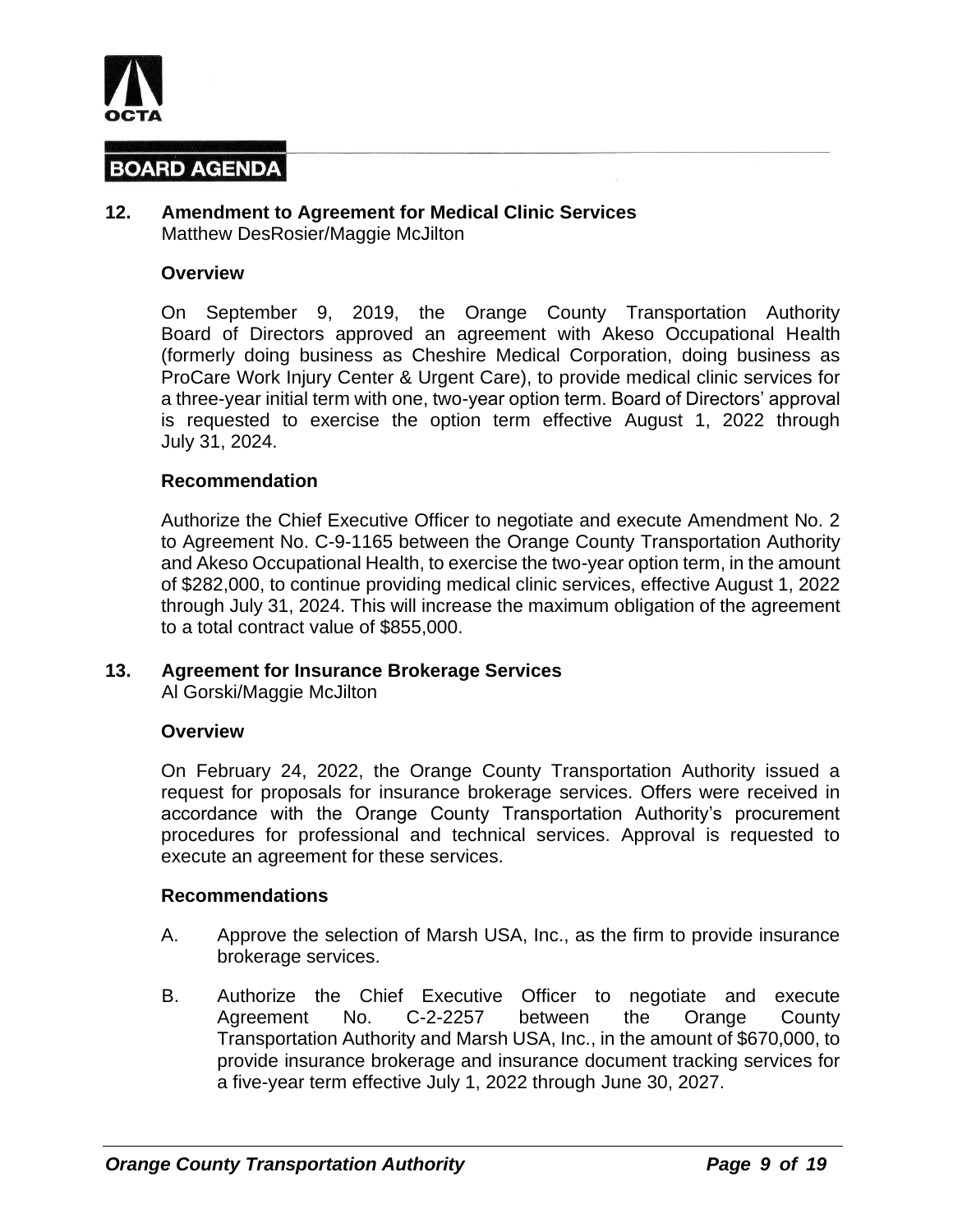OCTA

# BOARD AGENDA

**12. Amendment to Agreement for Medical Clinic Services**
Matthew DesRosier/Maggie McJilton

**Overview**

On September 9, 2019, the Orange County Transportation Authority Board of Directors approved an agreement with Akeso Occupational Health (formerly doing business as Cheshire Medical Corporation, doing business as ProCare Work Injury Center & Urgent Care), to provide medical clinic services for a three-year initial term with one, two-year option term. Board of Directors' approval is requested to exercise the option term effective August 1, 2022 through July 31, 2024.

**Recommendation**

Authorize the Chief Executive Officer to negotiate and execute Amendment No. 2 to Agreement No. C-9-1165 between the Orange County Transportation Authority and Akeso Occupational Health, to exercise the two-year option term, in the amount of $282,000, to continue providing medical clinic services, effective August 1, 2022 through July 31, 2024. This will increase the maximum obligation of the agreement to a total contract value of $855,000.

**13. Agreement for Insurance Brokerage Services**
Al Gorski/Maggie McJilton

**Overview**

On February 24, 2022, the Orange County Transportation Authority issued a request for proposals for insurance brokerage services. Offers were received in accordance with the Orange County Transportation Authority's procurement procedures for professional and technical services. Approval is requested to execute an agreement for these services.

**Recommendations**

A. Approve the selection of Marsh USA, Inc., as the firm to provide insurance brokerage services.

B. Authorize the Chief Executive Officer to negotiate and execute Agreement No. C-2-2257 between the Orange County Transportation Authority and Marsh USA, Inc., in the amount of $670,000, to provide insurance brokerage and insurance document tracking services for a five-year term effective July 1, 2022 through June 30, 2027.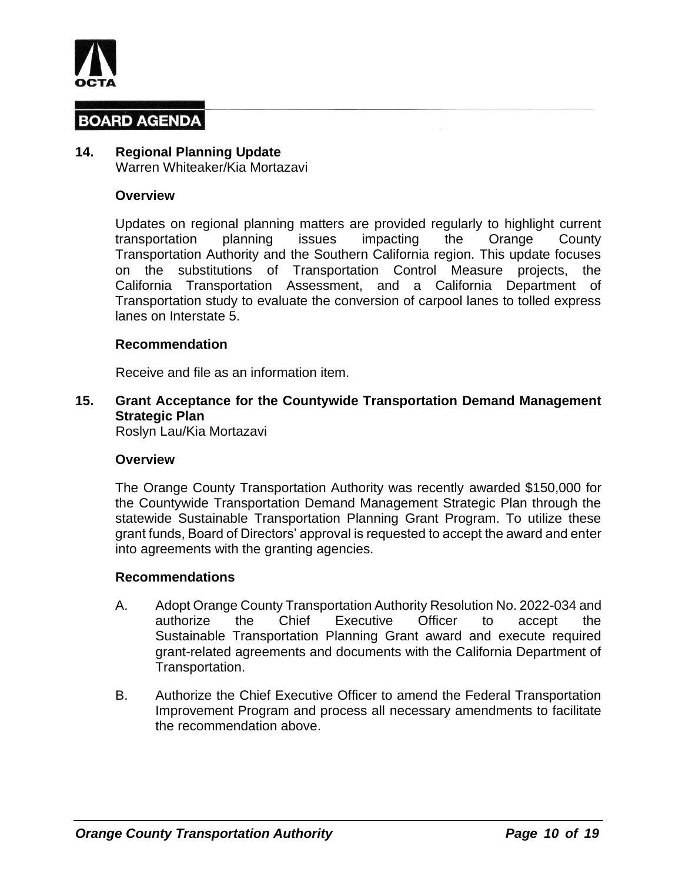**BOARD AGENDA**

**14. Regional Planning Update**
Warren Whiteaker/Kia Mortazavi

**Overview**

Updates on regional planning matters are provided regularly to highlight current transportation planning issues impacting the Orange County Transportation Authority and the Southern California region. This update focuses on the substitutions of Transportation Control Measure projects, the California Transportation Assessment, and a California Department of Transportation study to evaluate the conversion of carpool lanes to tolled express lanes on Interstate 5.

**Recommendation**

Receive and file as an information item.

**15. Grant Acceptance for the Countywide Transportation Demand Management Strategic Plan**
Roslyn Lau/Kia Mortazavi

**Overview**

The Orange County Transportation Authority was recently awarded $150,000 for the Countywide Transportation Demand Management Strategic Plan through the statewide Sustainable Transportation Planning Grant Program. To utilize these grant funds, Board of Directors' approval is requested to accept the award and enter into agreements with the granting agencies.

**Recommendations**

A. Adopt Orange County Transportation Authority Resolution No. 2022-034 and authorize the Chief Executive Officer to accept the Sustainable Transportation Planning Grant award and execute required grant-related agreements and documents with the California Department of Transportation.

B. Authorize the Chief Executive Officer to amend the Federal Transportation Improvement Program and process all necessary amendments to facilitate the recommendation above.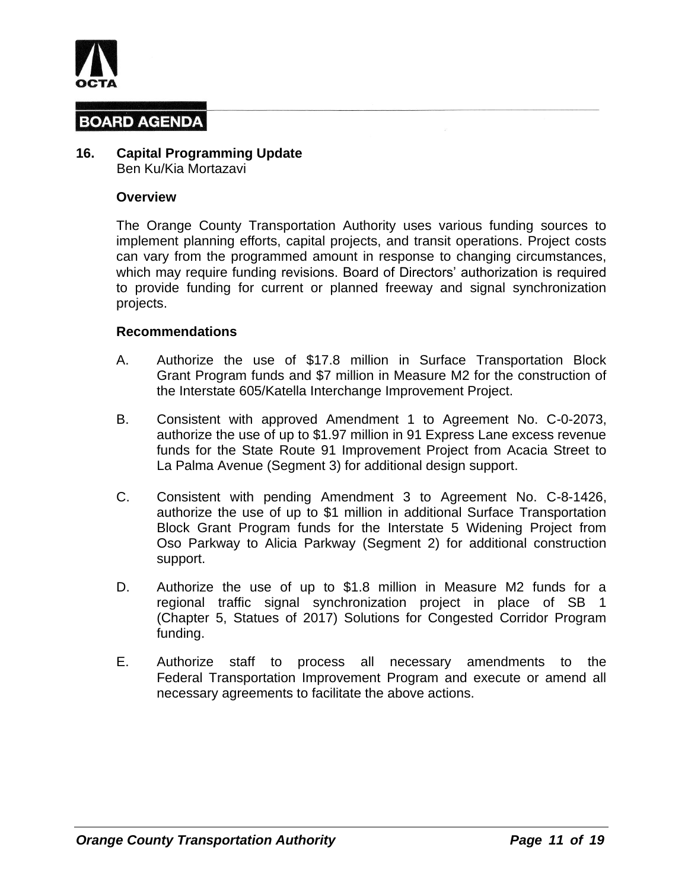OCTA

**BOARD AGENDA**

## 16. Capital Programming Update

Ben Ku/Kia Mortazavi

### Overview

The Orange County Transportation Authority uses various funding sources to implement planning efforts, capital projects, and transit operations. Project costs can vary from the programmed amount in response to changing circumstances, which may require funding revisions. Board of Directors' authorization is required to provide funding for current or planned freeway and signal synchronization projects.

### Recommendations

A. Authorize the use of $17.8 million in Surface Transportation Block Grant Program funds and $7 million in Measure M2 for the construction of the Interstate 605/Katella Interchange Improvement Project.

B. Consistent with approved Amendment 1 to Agreement No. C-0-2073, authorize the use of up to $1.97 million in 91 Express Lane excess revenue funds for the State Route 91 Improvement Project from Acacia Street to La Palma Avenue (Segment 3) for additional design support.

C. Consistent with pending Amendment 3 to Agreement No. C-8-1426, authorize the use of up to $1 million in additional Surface Transportation Block Grant Program funds for the Interstate 5 Widening Project from Oso Parkway to Alicia Parkway (Segment 2) for additional construction support.

D. Authorize the use of up to $1.8 million in Measure M2 funds for a regional traffic signal synchronization project in place of SB 1 (Chapter 5, Statues of 2017) Solutions for Congested Corridor Program funding.

E. Authorize staff to process all necessary amendments to the Federal Transportation Improvement Program and execute or amend all necessary agreements to facilitate the above actions.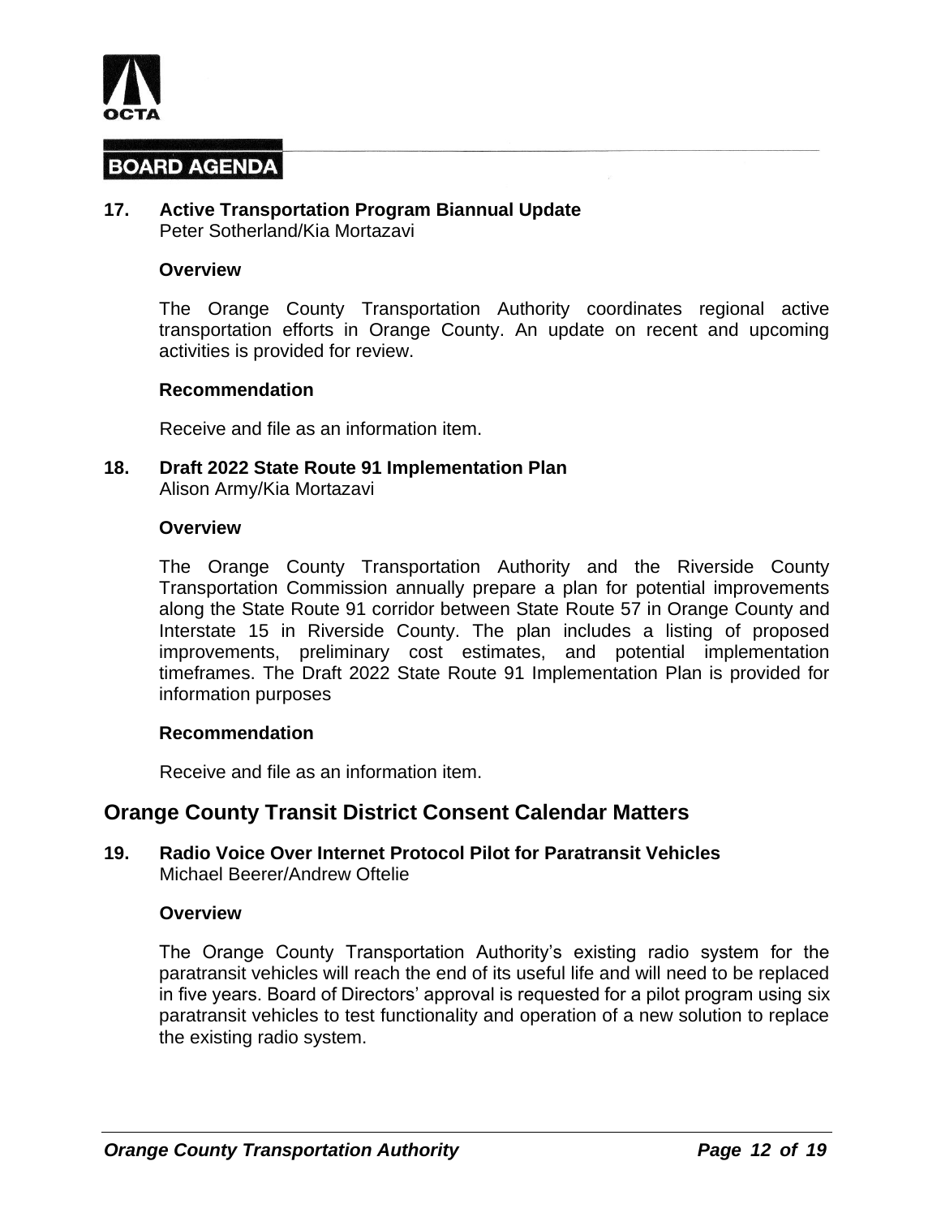**BOARD AGENDA**

**17. Active Transportation Program Biannual Update**
Peter Sotherland/Kia Mortazavi

**Overview**

The Orange County Transportation Authority coordinates regional active transportation efforts in Orange County. An update on recent and upcoming activities is provided for review.

**Recommendation**

Receive and file as an information item.

**18. Draft 2022 State Route 91 Implementation Plan**
Alison Army/Kia Mortazavi

**Overview**

The Orange County Transportation Authority and the Riverside County Transportation Commission annually prepare a plan for potential improvements along the State Route 91 corridor between State Route 57 in Orange County and Interstate 15 in Riverside County. The plan includes a listing of proposed improvements, preliminary cost estimates, and potential implementation timeframes. The Draft 2022 State Route 91 Implementation Plan is provided for information purposes

**Recommendation**

Receive and file as an information item.

## Orange County Transit District Consent Calendar Matters

**19. Radio Voice Over Internet Protocol Pilot for Paratransit Vehicles**
Michael Beerer/Andrew Oftelie

**Overview**

The Orange County Transportation Authority's existing radio system for the paratransit vehicles will reach the end of its useful life and will need to be replaced in five years. Board of Directors' approval is requested for a pilot program using six paratransit vehicles to test functionality and operation of a new solution to replace the existing radio system.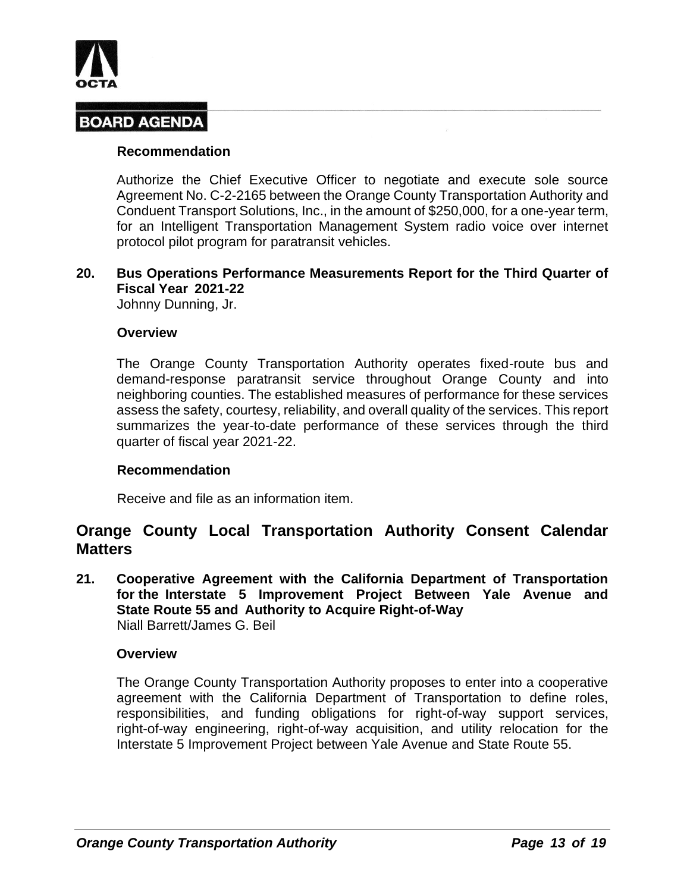**Recommendation**

Authorize the Chief Executive Officer to negotiate and execute sole source Agreement No. C-2-2165 between the Orange County Transportation Authority and Conduent Transport Solutions, Inc., in the amount of $250,000, for a one-year term, for an Intelligent Transportation Management System radio voice over internet protocol pilot program for paratransit vehicles.

**20. Bus Operations Performance Measurements Report for the Third Quarter of Fiscal Year 2021-22**
Johnny Dunning, Jr.

**Overview**

The Orange County Transportation Authority operates fixed-route bus and demand-response paratransit service throughout Orange County and into neighboring counties. The established measures of performance for these services assess the safety, courtesy, reliability, and overall quality of the services. This report summarizes the year-to-date performance of these services through the third quarter of fiscal year 2021-22.

**Recommendation**

Receive and file as an information item.

## Orange County Local Transportation Authority Consent Calendar Matters

**21. Cooperative Agreement with the California Department of Transportation for the Interstate 5 Improvement Project Between Yale Avenue and State Route 55 and Authority to Acquire Right-of-Way**
Niall Barrett/James G. Beil

**Overview**

The Orange County Transportation Authority proposes to enter into a cooperative agreement with the California Department of Transportation to define roles, responsibilities, and funding obligations for right-of-way support services, right-of-way engineering, right-of-way acquisition, and utility relocation for the Interstate 5 Improvement Project between Yale Avenue and State Route 55.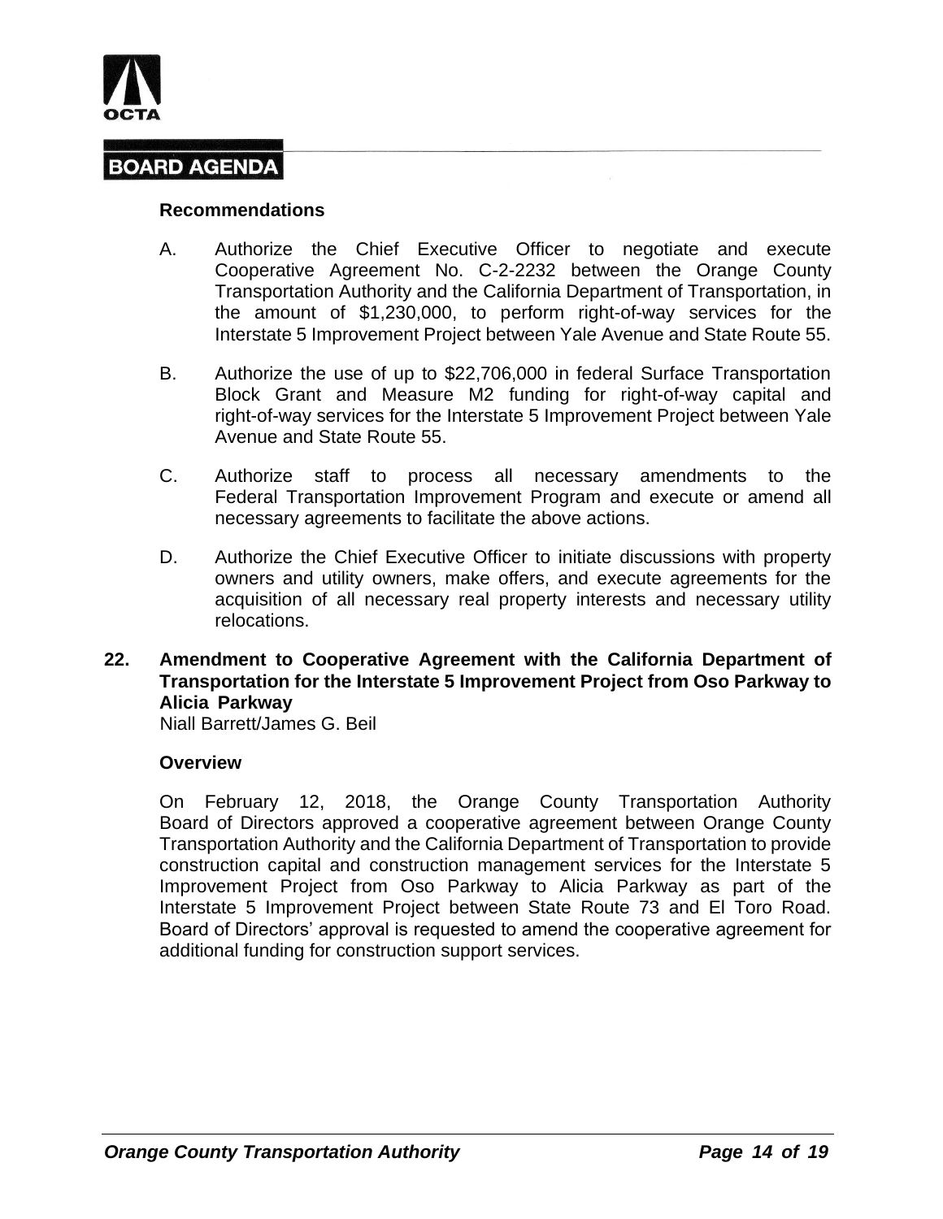**Recommendations**

A. Authorize the Chief Executive Officer to negotiate and execute Cooperative Agreement No. C-2-2232 between the Orange County Transportation Authority and the California Department of Transportation, in the amount of $1,230,000, to perform right-of-way services for the Interstate 5 Improvement Project between Yale Avenue and State Route 55.

B. Authorize the use of up to $22,706,000 in federal Surface Transportation Block Grant and Measure M2 funding for right-of-way capital and right-of-way services for the Interstate 5 Improvement Project between Yale Avenue and State Route 55.

C. Authorize staff to process all necessary amendments to the Federal Transportation Improvement Program and execute or amend all necessary agreements to facilitate the above actions.

D. Authorize the Chief Executive Officer to initiate discussions with property owners and utility owners, make offers, and execute agreements for the acquisition of all necessary real property interests and necessary utility relocations.

**22. Amendment to Cooperative Agreement with the California Department of Transportation for the Interstate 5 Improvement Project from Oso Parkway to Alicia Parkway**

Niall Barrett/James G. Beil

**Overview**

On February 12, 2018, the Orange County Transportation Authority Board of Directors approved a cooperative agreement between Orange County Transportation Authority and the California Department of Transportation to provide construction capital and construction management services for the Interstate 5 Improvement Project from Oso Parkway to Alicia Parkway as part of the Interstate 5 Improvement Project between State Route 73 and El Toro Road. Board of Directors' approval is requested to amend the cooperative agreement for additional funding for construction support services.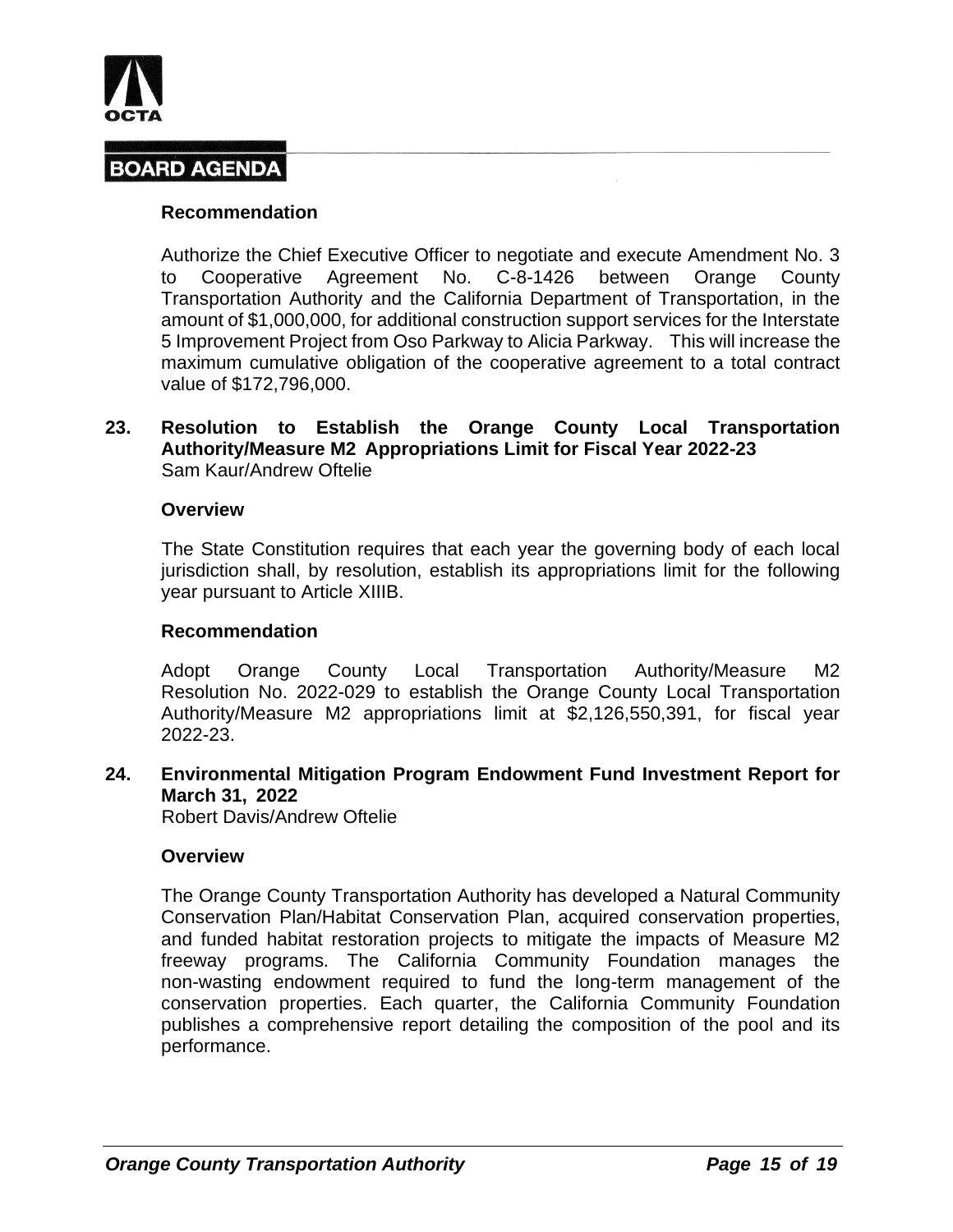**BOARD AGENDA**

#### Recommendation

Authorize the Chief Executive Officer to negotiate and execute Amendment No. 3 to Cooperative Agreement No. C-8-1426 between Orange County Transportation Authority and the California Department of Transportation, in the amount of $1,000,000, for additional construction support services for the Interstate 5 Improvement Project from Oso Parkway to Alicia Parkway. This will increase the maximum cumulative obligation of the cooperative agreement to a total contract value of $172,796,000.

### 23. Resolution to Establish the Orange County Local Transportation Authority/Measure M2 Appropriations Limit for Fiscal Year 2022-23

Sam Kaur/Andrew Oftelie

#### Overview

The State Constitution requires that each year the governing body of each local jurisdiction shall, by resolution, establish its appropriations limit for the following year pursuant to Article XIIIB.

#### Recommendation

Adopt Orange County Local Transportation Authority/Measure M2 Resolution No. 2022-029 to establish the Orange County Local Transportation Authority/Measure M2 appropriations limit at $2,126,550,391, for fiscal year 2022-23.

### 24. Environmental Mitigation Program Endowment Fund Investment Report for March 31, 2022

Robert Davis/Andrew Oftelie

#### Overview

The Orange County Transportation Authority has developed a Natural Community Conservation Plan/Habitat Conservation Plan, acquired conservation properties, and funded habitat restoration projects to mitigate the impacts of Measure M2 freeway programs. The California Community Foundation manages the non-wasting endowment required to fund the long-term management of the conservation properties. Each quarter, the California Community Foundation publishes a comprehensive report detailing the composition of the pool and its performance.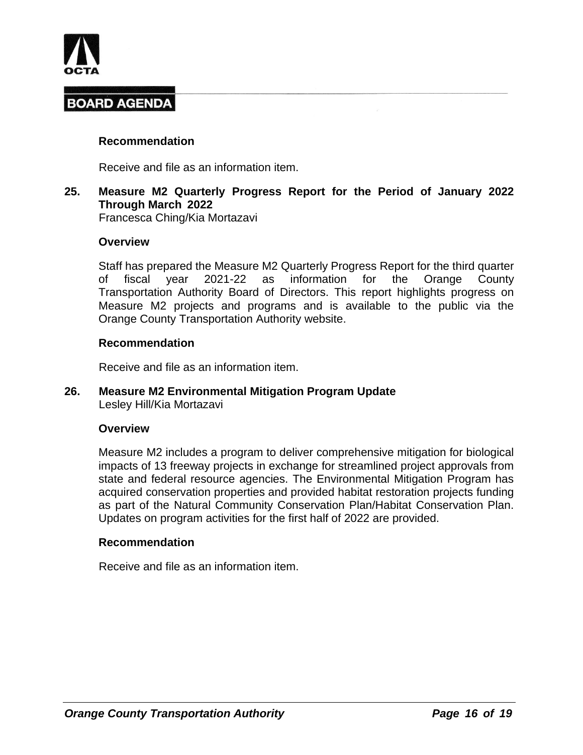#### Recommendation

Receive and file as an information item.

### 25. Measure M2 Quarterly Progress Report for the Period of January 2022 Through March 2022

Francesca Ching/Kia Mortazavi

#### Overview

Staff has prepared the Measure M2 Quarterly Progress Report for the third quarter of fiscal year 2021-22 as information for the Orange County Transportation Authority Board of Directors. This report highlights progress on Measure M2 projects and programs and is available to the public via the Orange County Transportation Authority website.

#### Recommendation

Receive and file as an information item.

### 26. Measure M2 Environmental Mitigation Program Update

Lesley Hill/Kia Mortazavi

#### Overview

Measure M2 includes a program to deliver comprehensive mitigation for biological impacts of 13 freeway projects in exchange for streamlined project approvals from state and federal resource agencies. The Environmental Mitigation Program has acquired conservation properties and provided habitat restoration projects funding as part of the Natural Community Conservation Plan/Habitat Conservation Plan. Updates on program activities for the first half of 2022 are provided.

#### Recommendation

Receive and file as an information item.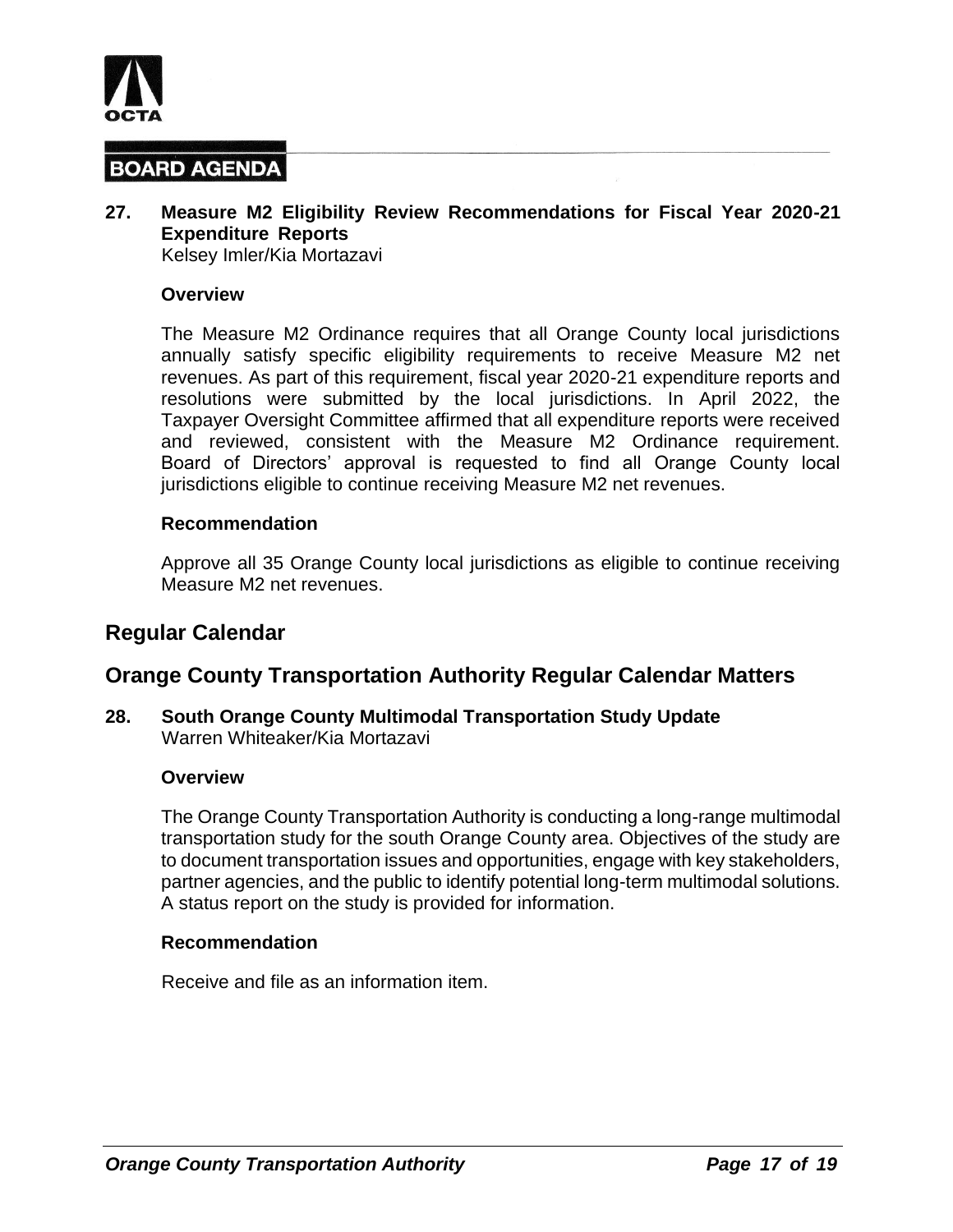**27. Measure M2 Eligibility Review Recommendations for Fiscal Year 2020-21 Expenditure Reports**
Kelsey Imler/Kia Mortazavi

**Overview**

The Measure M2 Ordinance requires that all Orange County local jurisdictions annually satisfy specific eligibility requirements to receive Measure M2 net revenues. As part of this requirement, fiscal year 2020-21 expenditure reports and resolutions were submitted by the local jurisdictions. In April 2022, the Taxpayer Oversight Committee affirmed that all expenditure reports were received and reviewed, consistent with the Measure M2 Ordinance requirement. Board of Directors' approval is requested to find all Orange County local jurisdictions eligible to continue receiving Measure M2 net revenues.

**Recommendation**

Approve all 35 Orange County local jurisdictions as eligible to continue receiving Measure M2 net revenues.

## Regular Calendar

## Orange County Transportation Authority Regular Calendar Matters

**28. South Orange County Multimodal Transportation Study Update**
Warren Whiteaker/Kia Mortazavi

**Overview**

The Orange County Transportation Authority is conducting a long-range multimodal transportation study for the south Orange County area. Objectives of the study are to document transportation issues and opportunities, engage with key stakeholders, partner agencies, and the public to identify potential long-term multimodal solutions. A status report on the study is provided for information.

**Recommendation**

Receive and file as an information item.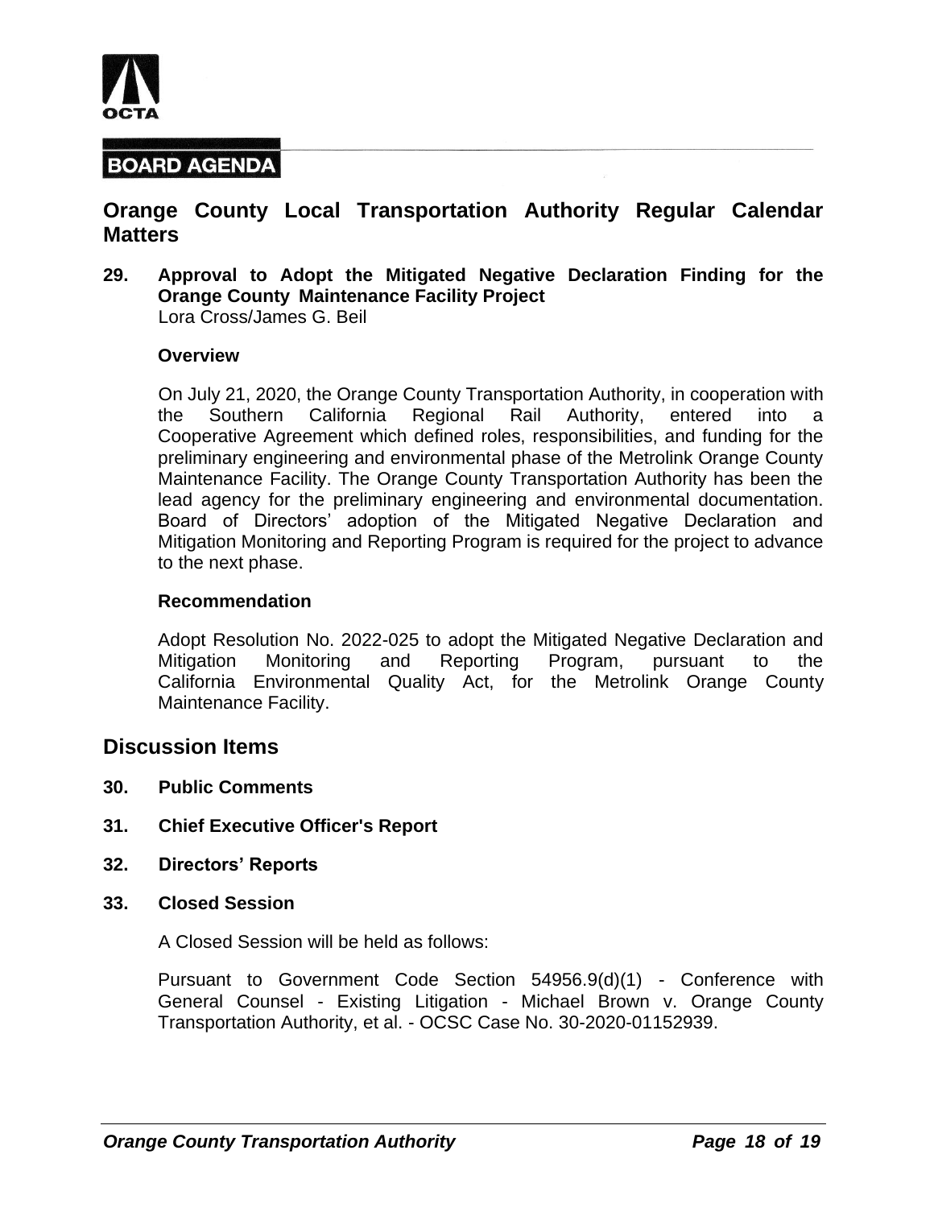**BOARD AGENDA**

## Orange County Local Transportation Authority Regular Calendar Matters

**29. Approval to Adopt the Mitigated Negative Declaration Finding for the Orange County Maintenance Facility Project**
Lora Cross/James G. Beil

**Overview**

On July 21, 2020, the Orange County Transportation Authority, in cooperation with the Southern California Regional Rail Authority, entered into a Cooperative Agreement which defined roles, responsibilities, and funding for the preliminary engineering and environmental phase of the Metrolink Orange County Maintenance Facility. The Orange County Transportation Authority has been the lead agency for the preliminary engineering and environmental documentation. Board of Directors' adoption of the Mitigated Negative Declaration and Mitigation Monitoring and Reporting Program is required for the project to advance to the next phase.

**Recommendation**

Adopt Resolution No. 2022-025 to adopt the Mitigated Negative Declaration and Mitigation Monitoring and Reporting Program, pursuant to the California Environmental Quality Act, for the Metrolink Orange County Maintenance Facility.

## Discussion Items

**30. Public Comments**

**31. Chief Executive Officer's Report**

**32. Directors' Reports**

**33. Closed Session**

A Closed Session will be held as follows:

Pursuant to Government Code Section 54956.9(d)(1) - Conference with General Counsel - Existing Litigation - Michael Brown v. Orange County Transportation Authority, et al. - OCSC Case No. 30-2020-01152939.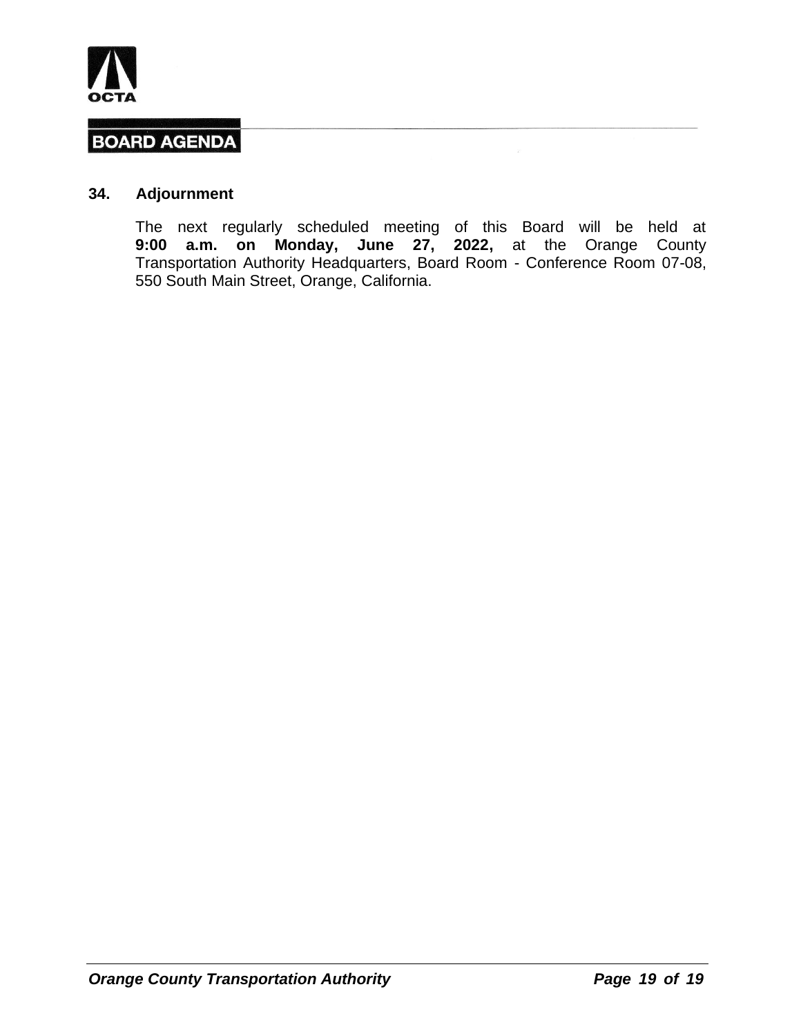**BOARD AGENDA**

**34. Adjournment**

The next regularly scheduled meeting of this Board will be held at **9:00 a.m. on Monday, June 27, 2022,** at the Orange County Transportation Authority Headquarters, Board Room - Conference Room 07-08, 550 South Main Street, Orange, California.